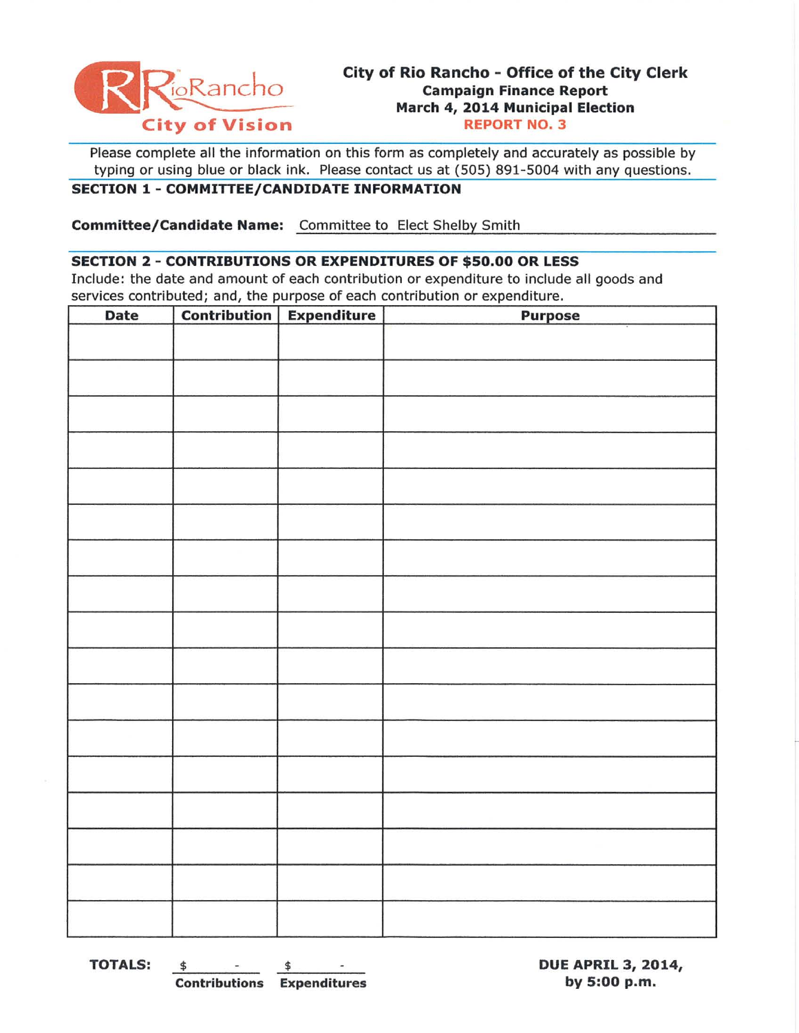RioRancho City of Vision

# City of Rio Rancho - Office of the City Clerk

## Campaign Finance Report
## March 4, 2014 Municipal Election
## REPORT NO. 3

Please complete all the information on this form as completely and accurately as possible by typing or using blue or black ink. Please contact us at (505) 891-5004 with any questions.

### SECTION 1 - COMMITTEE/CANDIDATE INFORMATION

**Committee/Candidate Name:** Committee to Elect Shelby Smith

### SECTION 2 - CONTRIBUTIONS OR EXPENDITURES OF $50.00 OR LESS

Include: the date and amount of each contribution or expenditure to include all goods and services contributed; and, the purpose of each contribution or expenditure.

| Date | Contribution | Expenditure | Purpose |
|---|---|---|---|
| | | | |
| | | | |
| | | | |
| | | | |
| | | | |
| | | | |
| | | | |
| | | | |
| | | | |
| | | | |
| | | | |
| | | | |
| | | | |
| | | | |
| | | | |
| | | | |
| | | | |

**TOTALS:** $ - (**Contributions**) $ - (**Expenditures**)

**DUE APRIL 3, 2014, by 5:00 p.m.**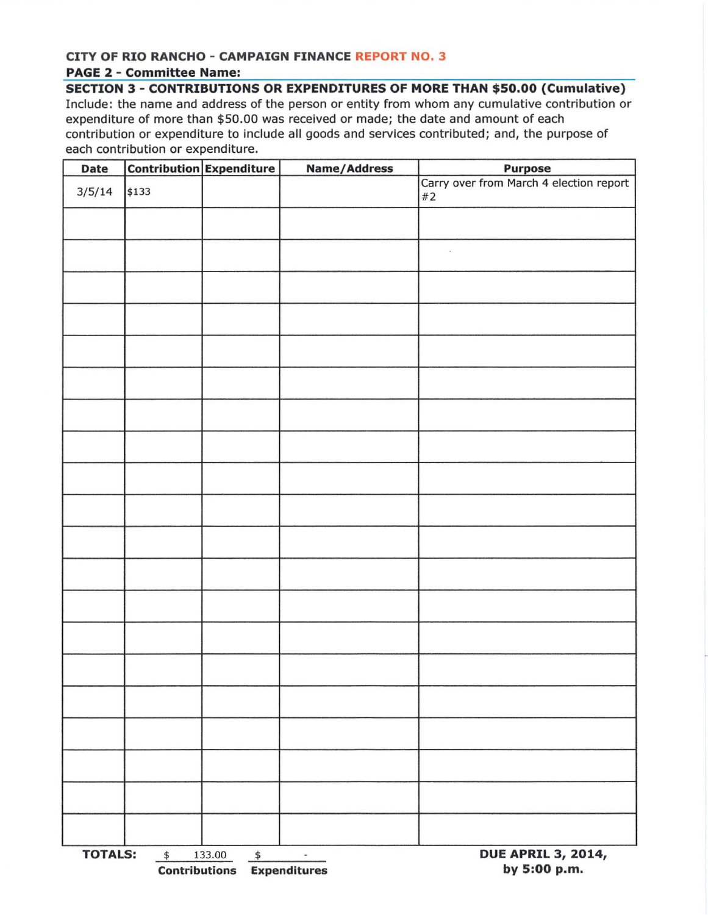**CITY OF RIO RANCHO - CAMPAIGN FINANCE REPORT NO. 3**

**PAGE 2 - Committee Name:**

**SECTION 3 - CONTRIBUTIONS OR EXPENDITURES OF MORE THAN $50.00 (Cumulative)**

Include: the name and address of the person or entity from whom any cumulative contribution or expenditure of more than $50.00 was received or made; the date and amount of each contribution or expenditure to include all goods and services contributed; and, the purpose of each contribution or expenditure.

| Date | Contribution | Expenditure | Name/Address | Purpose |
|---|---|---|---|---|
| 3/5/14 | $133 | | | Carry over from March 4 election report #2 |
| | | | | |
| | | | | |
| | | | | |
| | | | | |
| | | | | |
| | | | | |
| | | | | |
| | | | | |
| | | | | |
| | | | | |
| | | | | |
| | | | | |
| | | | | |
| | | | | |
| | | | | |
| | | | | |
| | | | | |
| | | | | |
| | | | | |
| | | | | |

**TOTALS:** $ 133.00 **Contributions** $ - **Expenditures**

**DUE APRIL 3, 2014, by 5:00 p.m.**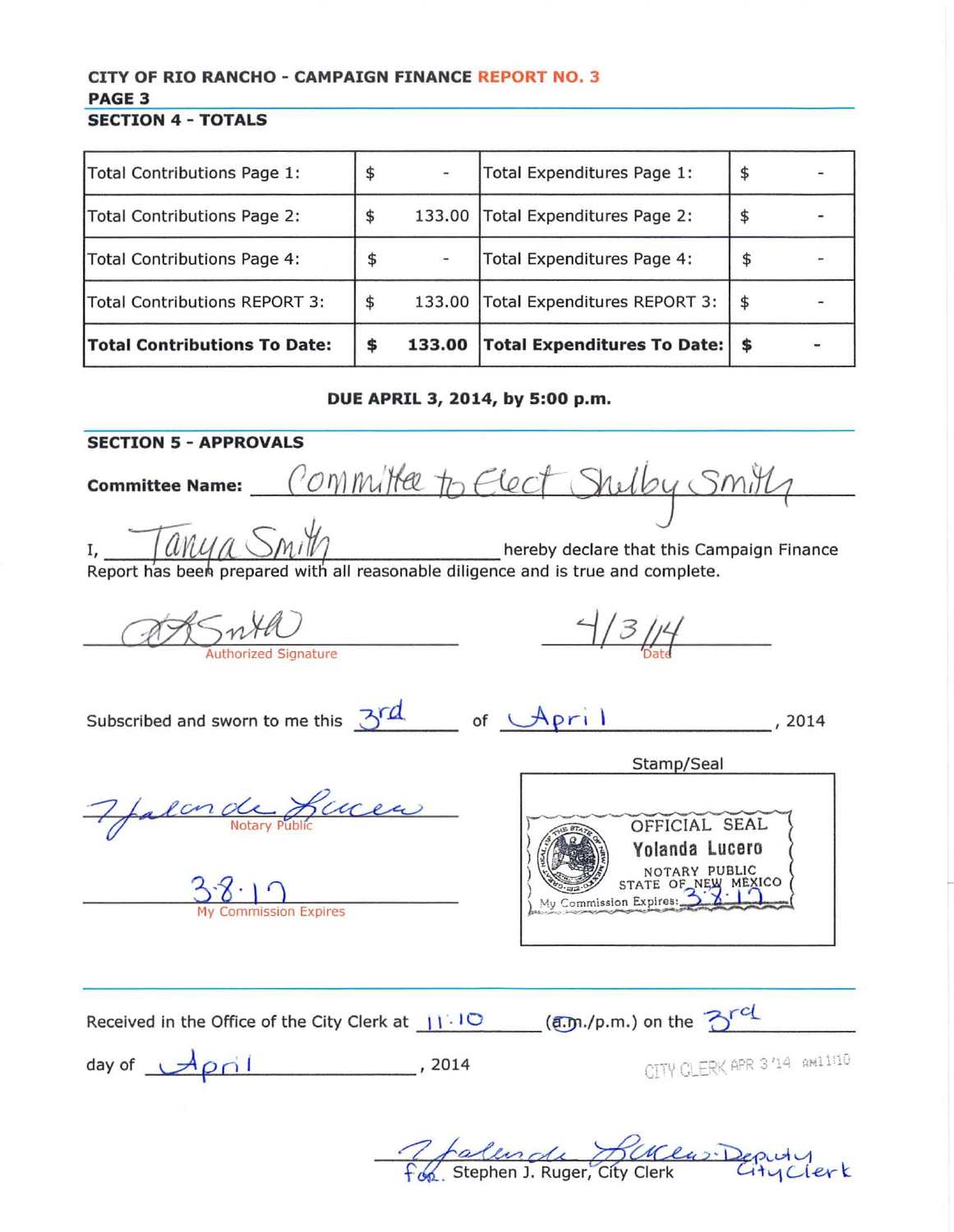**CITY OF RIO RANCHO - CAMPAIGN FINANCE REPORT NO. 3**

**PAGE 3**

**SECTION 4 - TOTALS**

| | | | |
|---|---|---|---|
| Total Contributions Page 1: | $ - | Total Expenditures Page 1: | $ - |
| Total Contributions Page 2: | $ 133.00 | Total Expenditures Page 2: | $ - |
| Total Contributions Page 4: | $ - | Total Expenditures Page 4: | $ - |
| Total Contributions REPORT 3: | $ 133.00 | Total Expenditures REPORT 3: | $ - |
| **Total Contributions To Date:** | **$ 133.00** | **Total Expenditures To Date:** | **$ -** |

**DUE APRIL 3, 2014, by 5:00 p.m.**

**SECTION 5 - APPROVALS**

**Committee Name:** Committee to Elect Shelby Smith

I, Tanya Smith hereby declare that this Campaign Finance Report has been prepared with all reasonable diligence and is true and complete.

TASmith
Authorized Signature

4/3/14
Date

Subscribed and sworn to me this 3rd of April, 2014

Yolanda Lucero
Notary Public

3.8.17
My Commission Expires

Stamp/Seal

OFFICIAL SEAL
Yolanda Lucero
NOTARY PUBLIC
STATE OF NEW MEXICO
My Commission Expires: 3.8.17

Received in the Office of the City Clerk at 11:10 (a.m./p.m.) on the 3rd day of April, 2014

CITY CLERK APR 3 '14 AM11:10

Yolanda Lucero Deputy City Clerk
for Stephen J. Ruger, City Clerk